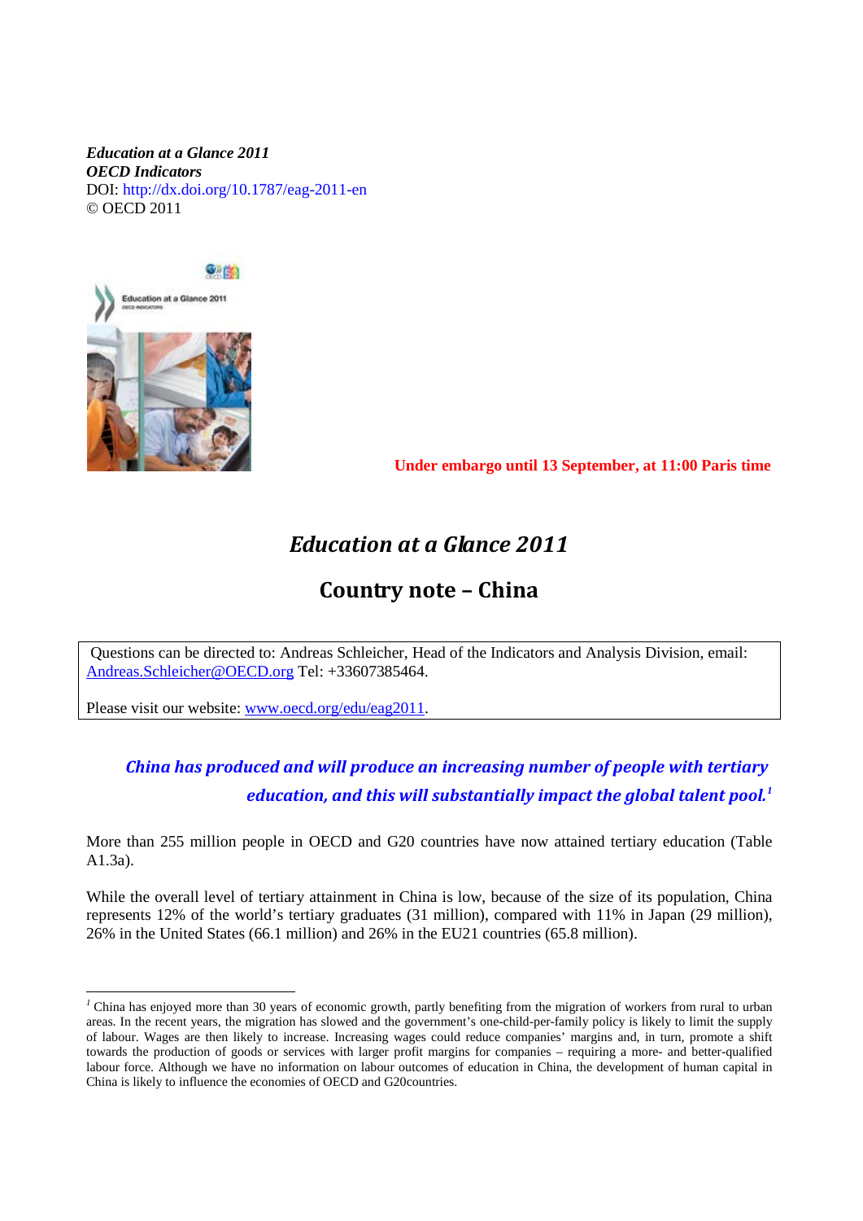***Education at a Glance 2011***
***OECD Indicators***
DOI: http://dx.doi.org/10.1787/eag-2011-en
© OECD 2011

**Under embargo until 13 September, at 11:00 Paris time**

# *Education at a Glance 2011*

## Country note – China

Questions can be directed to: Andreas Schleicher, Head of the Indicators and Analysis Division, email: Andreas.Schleicher@OECD.org Tel: +33607385464.

Please visit our website: www.oecd.org/edu/eag2011.

### *China has produced and will produce an increasing number of people with tertiary education, and this will substantially impact the global talent pool.*[1]

More than 255 million people in OECD and G20 countries have now attained tertiary education (Table A1.3a).

While the overall level of tertiary attainment in China is low, because of the size of its population, China represents 12% of the world's tertiary graduates (31 million), compared with 11% in Japan (29 million), 26% in the United States (66.1 million) and 26% in the EU21 countries (65.8 million).

---

[1] China has enjoyed more than 30 years of economic growth, partly benefiting from the migration of workers from rural to urban areas. In the recent years, the migration has slowed and the government's one-child-per-family policy is likely to limit the supply of labour. Wages are then likely to increase. Increasing wages could reduce companies' margins and, in turn, promote a shift towards the production of goods or services with larger profit margins for companies – requiring a more- and better-qualified labour force. Although we have no information on labour outcomes of education in China, the development of human capital in China is likely to influence the economies of OECD and G20countries.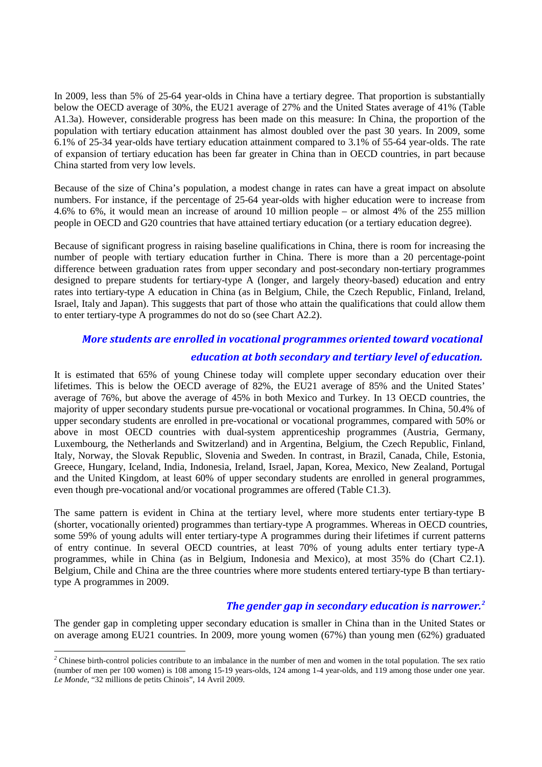In 2009, less than 5% of 25-64 year-olds in China have a tertiary degree. That proportion is substantially below the OECD average of 30%, the EU21 average of 27% and the United States average of 41% (Table A1.3a). However, considerable progress has been made on this measure: In China, the proportion of the population with tertiary education attainment has almost doubled over the past 30 years. In 2009, some 6.1% of 25-34 year-olds have tertiary education attainment compared to 3.1% of 55-64 year-olds. The rate of expansion of tertiary education has been far greater in China than in OECD countries, in part because China started from very low levels.

Because of the size of China's population, a modest change in rates can have a great impact on absolute numbers. For instance, if the percentage of 25-64 year-olds with higher education were to increase from 4.6% to 6%, it would mean an increase of around 10 million people – or almost 4% of the 255 million people in OECD and G20 countries that have attained tertiary education (or a tertiary education degree).

Because of significant progress in raising baseline qualifications in China, there is room for increasing the number of people with tertiary education further in China. There is more than a 20 percentage-point difference between graduation rates from upper secondary and post-secondary non-tertiary programmes designed to prepare students for tertiary-type A (longer, and largely theory-based) education and entry rates into tertiary-type A education in China (as in Belgium, Chile, the Czech Republic, Finland, Ireland, Israel, Italy and Japan). This suggests that part of those who attain the qualifications that could allow them to enter tertiary-type A programmes do not do so (see Chart A2.2).

### *More students are enrolled in vocational programmes oriented toward vocational education at both secondary and tertiary level of education.*

It is estimated that 65% of young Chinese today will complete upper secondary education over their lifetimes. This is below the OECD average of 82%, the EU21 average of 85% and the United States' average of 76%, but above the average of 45% in both Mexico and Turkey. In 13 OECD countries, the majority of upper secondary students pursue pre-vocational or vocational programmes. In China, 50.4% of upper secondary students are enrolled in pre-vocational or vocational programmes, compared with 50% or above in most OECD countries with dual-system apprenticeship programmes (Austria, Germany, Luxembourg, the Netherlands and Switzerland) and in Argentina, Belgium, the Czech Republic, Finland, Italy, Norway, the Slovak Republic, Slovenia and Sweden. In contrast, in Brazil, Canada, Chile, Estonia, Greece, Hungary, Iceland, India, Indonesia, Ireland, Israel, Japan, Korea, Mexico, New Zealand, Portugal and the United Kingdom, at least 60% of upper secondary students are enrolled in general programmes, even though pre-vocational and/or vocational programmes are offered (Table C1.3).

The same pattern is evident in China at the tertiary level, where more students enter tertiary-type B (shorter, vocationally oriented) programmes than tertiary-type A programmes. Whereas in OECD countries, some 59% of young adults will enter tertiary-type A programmes during their lifetimes if current patterns of entry continue. In several OECD countries, at least 70% of young adults enter tertiary type-A programmes, while in China (as in Belgium, Indonesia and Mexico), at most 35% do (Chart C2.1). Belgium, Chile and China are the three countries where more students entered tertiary-type B than tertiary-type A programmes in 2009.

### *The gender gap in secondary education is narrower.*[2]

The gender gap in completing upper secondary education is smaller in China than in the United States or on average among EU21 countries. In 2009, more young women (67%) than young men (62%) graduated

---

[2] Chinese birth-control policies contribute to an imbalance in the number of men and women in the total population. The sex ratio (number of men per 100 women) is 108 among 15-19 years-olds, 124 among 1-4 year-olds, and 119 among those under one year. *Le Monde*, "32 millions de petits Chinois", 14 Avril 2009.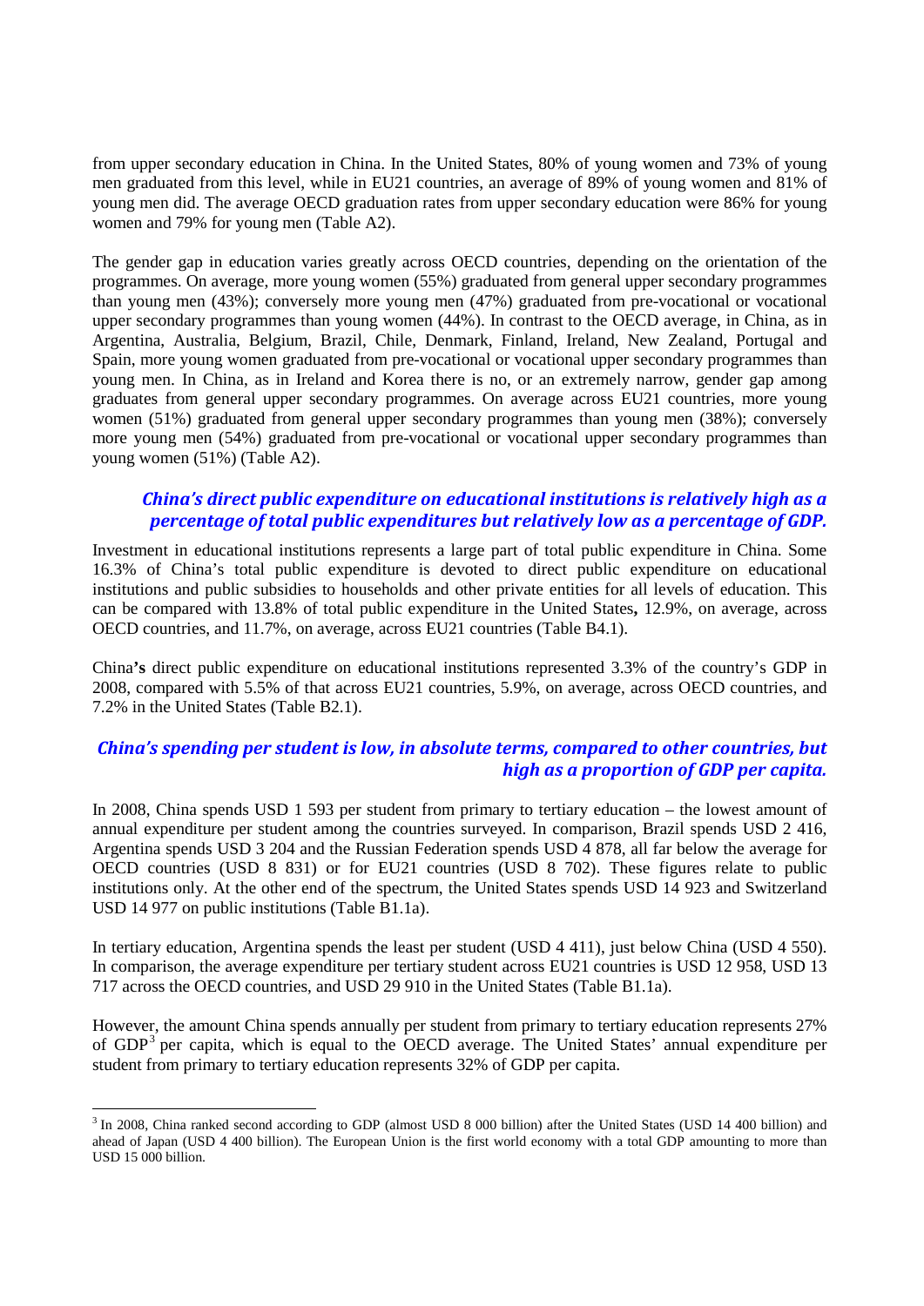from upper secondary education in China. In the United States, 80% of young women and 73% of young men graduated from this level, while in EU21 countries, an average of 89% of young women and 81% of young men did. The average OECD graduation rates from upper secondary education were 86% for young women and 79% for young men (Table A2).

The gender gap in education varies greatly across OECD countries, depending on the orientation of the programmes. On average, more young women (55%) graduated from general upper secondary programmes than young men (43%); conversely more young men (47%) graduated from pre-vocational or vocational upper secondary programmes than young women (44%). In contrast to the OECD average, in China, as in Argentina, Australia, Belgium, Brazil, Chile, Denmark, Finland, Ireland, New Zealand, Portugal and Spain, more young women graduated from pre-vocational or vocational upper secondary programmes than young men. In China, as in Ireland and Korea there is no, or an extremely narrow, gender gap among graduates from general upper secondary programmes. On average across EU21 countries, more young women (51%) graduated from general upper secondary programmes than young men (38%); conversely more young men (54%) graduated from pre-vocational or vocational upper secondary programmes than young women (51%) (Table A2).

### *China's direct public expenditure on educational institutions is relatively high as a percentage of total public expenditures but relatively low as a percentage of GDP.*

Investment in educational institutions represents a large part of total public expenditure in China. Some 16.3% of China's total public expenditure is devoted to direct public expenditure on educational institutions and public subsidies to households and other private entities for all levels of education. This can be compared with 13.8% of total public expenditure in the United States**,** 12.9%, on average, across OECD countries, and 11.7%, on average, across EU21 countries (Table B4.1).

China**'s** direct public expenditure on educational institutions represented 3.3% of the country's GDP in 2008, compared with 5.5% of that across EU21 countries, 5.9%, on average, across OECD countries, and 7.2% in the United States (Table B2.1).

### *China's spending per student is low, in absolute terms, compared to other countries, but high as a proportion of GDP per capita.*

In 2008, China spends USD 1 593 per student from primary to tertiary education – the lowest amount of annual expenditure per student among the countries surveyed. In comparison, Brazil spends USD 2 416, Argentina spends USD 3 204 and the Russian Federation spends USD 4 878, all far below the average for OECD countries (USD 8 831) or for EU21 countries (USD 8 702). These figures relate to public institutions only. At the other end of the spectrum, the United States spends USD 14 923 and Switzerland USD 14 977 on public institutions (Table B1.1a).

In tertiary education, Argentina spends the least per student (USD 4 411), just below China (USD 4 550). In comparison, the average expenditure per tertiary student across EU21 countries is USD 12 958, USD 13 717 across the OECD countries, and USD 29 910 in the United States (Table B1.1a).

However, the amount China spends annually per student from primary to tertiary education represents 27% of GDP[3] per capita, which is equal to the OECD average. The United States' annual expenditure per student from primary to tertiary education represents 32% of GDP per capita.

---

[3] In 2008, China ranked second according to GDP (almost USD 8 000 billion) after the United States (USD 14 400 billion) and ahead of Japan (USD 4 400 billion). The European Union is the first world economy with a total GDP amounting to more than USD 15 000 billion.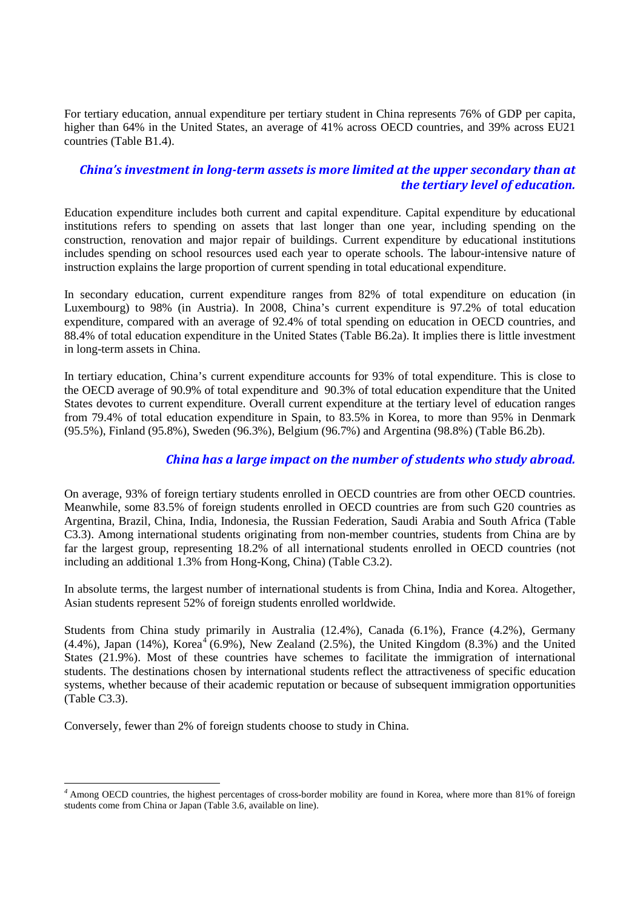For tertiary education, annual expenditure per tertiary student in China represents 76% of GDP per capita, higher than 64% in the United States, an average of 41% across OECD countries, and 39% across EU21 countries (Table B1.4).

## *China's investment in long-term assets is more limited at the upper secondary than at the tertiary level of education.*

Education expenditure includes both current and capital expenditure. Capital expenditure by educational institutions refers to spending on assets that last longer than one year, including spending on the construction, renovation and major repair of buildings. Current expenditure by educational institutions includes spending on school resources used each year to operate schools. The labour-intensive nature of instruction explains the large proportion of current spending in total educational expenditure.

In secondary education, current expenditure ranges from 82% of total expenditure on education (in Luxembourg) to 98% (in Austria). In 2008, China's current expenditure is 97.2% of total education expenditure, compared with an average of 92.4% of total spending on education in OECD countries, and 88.4% of total education expenditure in the United States (Table B6.2a). It implies there is little investment in long-term assets in China.

In tertiary education, China's current expenditure accounts for 93% of total expenditure. This is close to the OECD average of 90.9% of total expenditure and 90.3% of total education expenditure that the United States devotes to current expenditure. Overall current expenditure at the tertiary level of education ranges from 79.4% of total education expenditure in Spain, to 83.5% in Korea, to more than 95% in Denmark (95.5%), Finland (95.8%), Sweden (96.3%), Belgium (96.7%) and Argentina (98.8%) (Table B6.2b).

## *China has a large impact on the number of students who study abroad.*

On average, 93% of foreign tertiary students enrolled in OECD countries are from other OECD countries. Meanwhile, some 83.5% of foreign students enrolled in OECD countries are from such G20 countries as Argentina, Brazil, China, India, Indonesia, the Russian Federation, Saudi Arabia and South Africa (Table C3.3). Among international students originating from non-member countries, students from China are by far the largest group, representing 18.2% of all international students enrolled in OECD countries (not including an additional 1.3% from Hong-Kong, China) (Table C3.2).

In absolute terms, the largest number of international students is from China, India and Korea. Altogether, Asian students represent 52% of foreign students enrolled worldwide.

Students from China study primarily in Australia (12.4%), Canada (6.1%), France (4.2%), Germany (4.4%), Japan (14%), Korea[4] (6.9%), New Zealand (2.5%), the United Kingdom (8.3%) and the United States (21.9%). Most of these countries have schemes to facilitate the immigration of international students. The destinations chosen by international students reflect the attractiveness of specific education systems, whether because of their academic reputation or because of subsequent immigration opportunities (Table C3.3).

Conversely, fewer than 2% of foreign students choose to study in China.

---

[4] Among OECD countries, the highest percentages of cross-border mobility are found in Korea, where more than 81% of foreign students come from China or Japan (Table 3.6, available on line).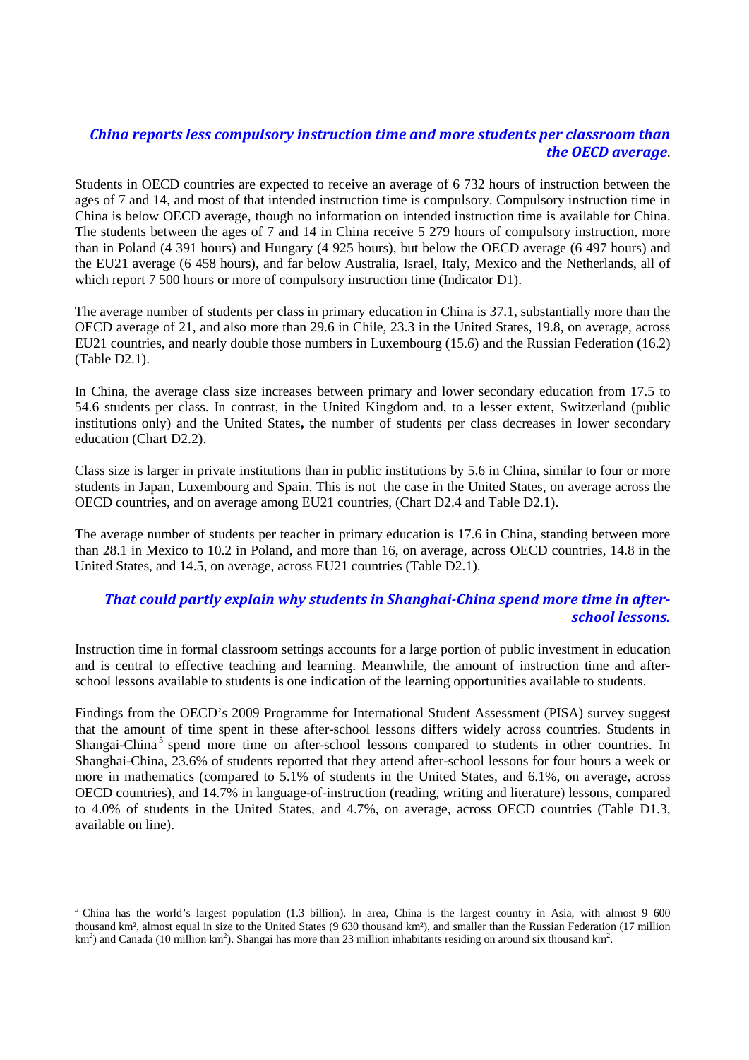## *China reports less compulsory instruction time and more students per classroom than the OECD average.*

Students in OECD countries are expected to receive an average of 6 732 hours of instruction between the ages of 7 and 14, and most of that intended instruction time is compulsory. Compulsory instruction time in China is below OECD average, though no information on intended instruction time is available for China. The students between the ages of 7 and 14 in China receive 5 279 hours of compulsory instruction, more than in Poland (4 391 hours) and Hungary (4 925 hours), but below the OECD average (6 497 hours) and the EU21 average (6 458 hours), and far below Australia, Israel, Italy, Mexico and the Netherlands, all of which report 7 500 hours or more of compulsory instruction time (Indicator D1).

The average number of students per class in primary education in China is 37.1, substantially more than the OECD average of 21, and also more than 29.6 in Chile, 23.3 in the United States, 19.8, on average, across EU21 countries, and nearly double those numbers in Luxembourg (15.6) and the Russian Federation (16.2) (Table D2.1).

In China, the average class size increases between primary and lower secondary education from 17.5 to 54.6 students per class. In contrast, in the United Kingdom and, to a lesser extent, Switzerland (public institutions only) and the United States**,** the number of students per class decreases in lower secondary education (Chart D2.2).

Class size is larger in private institutions than in public institutions by 5.6 in China, similar to four or more students in Japan, Luxembourg and Spain. This is not the case in the United States, on average across the OECD countries, and on average among EU21 countries, (Chart D2.4 and Table D2.1).

The average number of students per teacher in primary education is 17.6 in China, standing between more than 28.1 in Mexico to 10.2 in Poland, and more than 16, on average, across OECD countries, 14.8 in the United States, and 14.5, on average, across EU21 countries (Table D2.1).

## *That could partly explain why students in Shanghai-China spend more time in after-school lessons.*

Instruction time in formal classroom settings accounts for a large portion of public investment in education and is central to effective teaching and learning. Meanwhile, the amount of instruction time and after-school lessons available to students is one indication of the learning opportunities available to students.

Findings from the OECD's 2009 Programme for International Student Assessment (PISA) survey suggest that the amount of time spent in these after-school lessons differs widely across countries. Students in Shangai-China[5] spend more time on after-school lessons compared to students in other countries. In Shanghai-China, 23.6% of students reported that they attend after-school lessons for four hours a week or more in mathematics (compared to 5.1% of students in the United States, and 6.1%, on average, across OECD countries), and 14.7% in language-of-instruction (reading, writing and literature) lessons, compared to 4.0% of students in the United States, and 4.7%, on average, across OECD countries (Table D1.3, available on line).

---

[5] China has the world's largest population (1.3 billion). In area, China is the largest country in Asia, with almost 9 600 thousand km², almost equal in size to the United States (9 630 thousand km²), and smaller than the Russian Federation (17 million $km^2$) and Canada (10 million $km^2$). Shangai has more than 23 million inhabitants residing on around six thousand $km^2$.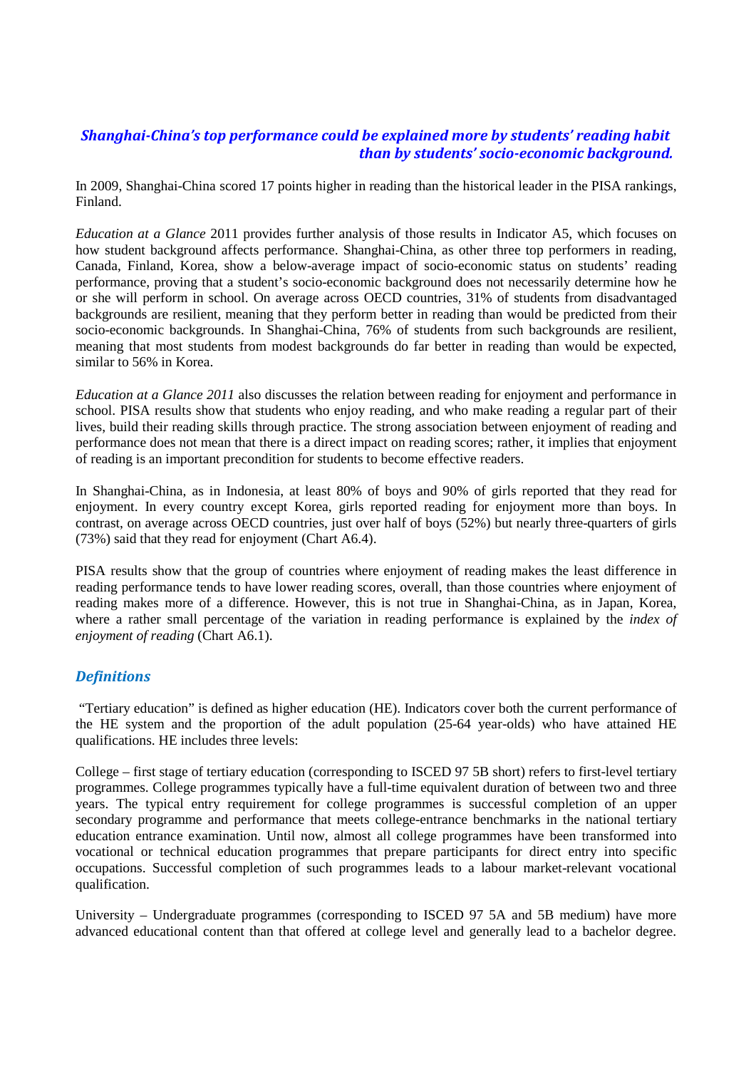## *Shanghai-China's top performance could be explained more by students' reading habit than by students' socio-economic background.*

In 2009, Shanghai-China scored 17 points higher in reading than the historical leader in the PISA rankings, Finland.

*Education at a Glance* 2011 provides further analysis of those results in Indicator A5, which focuses on how student background affects performance. Shanghai-China, as other three top performers in reading, Canada, Finland, Korea, show a below-average impact of socio-economic status on students' reading performance, proving that a student's socio-economic background does not necessarily determine how he or she will perform in school. On average across OECD countries, 31% of students from disadvantaged backgrounds are resilient, meaning that they perform better in reading than would be predicted from their socio-economic backgrounds. In Shanghai-China, 76% of students from such backgrounds are resilient, meaning that most students from modest backgrounds do far better in reading than would be expected, similar to 56% in Korea.

*Education at a Glance 2011* also discusses the relation between reading for enjoyment and performance in school. PISA results show that students who enjoy reading, and who make reading a regular part of their lives, build their reading skills through practice. The strong association between enjoyment of reading and performance does not mean that there is a direct impact on reading scores; rather, it implies that enjoyment of reading is an important precondition for students to become effective readers.

In Shanghai-China, as in Indonesia, at least 80% of boys and 90% of girls reported that they read for enjoyment. In every country except Korea, girls reported reading for enjoyment more than boys. In contrast, on average across OECD countries, just over half of boys (52%) but nearly three-quarters of girls (73%) said that they read for enjoyment (Chart A6.4).

PISA results show that the group of countries where enjoyment of reading makes the least difference in reading performance tends to have lower reading scores, overall, than those countries where enjoyment of reading makes more of a difference. However, this is not true in Shanghai-China, as in Japan, Korea, where a rather small percentage of the variation in reading performance is explained by the *index of enjoyment of reading* (Chart A6.1).

## *Definitions*

"Tertiary education" is defined as higher education (HE). Indicators cover both the current performance of the HE system and the proportion of the adult population (25-64 year-olds) who have attained HE qualifications. HE includes three levels:

College – first stage of tertiary education (corresponding to ISCED 97 5B short) refers to first-level tertiary programmes. College programmes typically have a full-time equivalent duration of between two and three years. The typical entry requirement for college programmes is successful completion of an upper secondary programme and performance that meets college-entrance benchmarks in the national tertiary education entrance examination. Until now, almost all college programmes have been transformed into vocational or technical education programmes that prepare participants for direct entry into specific occupations. Successful completion of such programmes leads to a labour market-relevant vocational qualification.

University – Undergraduate programmes (corresponding to ISCED 97 5A and 5B medium) have more advanced educational content than that offered at college level and generally lead to a bachelor degree.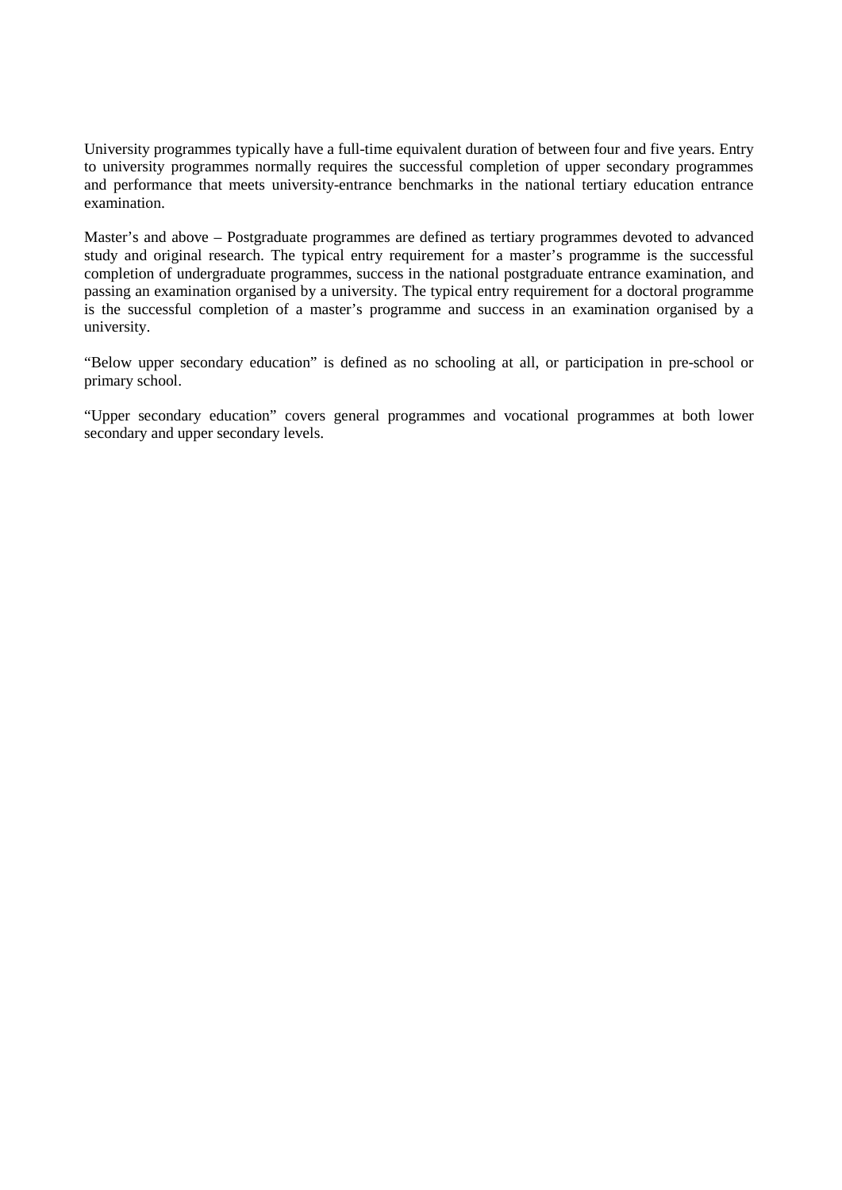University programmes typically have a full-time equivalent duration of between four and five years. Entry to university programmes normally requires the successful completion of upper secondary programmes and performance that meets university-entrance benchmarks in the national tertiary education entrance examination.

Master's and above – Postgraduate programmes are defined as tertiary programmes devoted to advanced study and original research. The typical entry requirement for a master's programme is the successful completion of undergraduate programmes, success in the national postgraduate entrance examination, and passing an examination organised by a university. The typical entry requirement for a doctoral programme is the successful completion of a master's programme and success in an examination organised by a university.

"Below upper secondary education" is defined as no schooling at all, or participation in pre-school or primary school.

"Upper secondary education" covers general programmes and vocational programmes at both lower secondary and upper secondary levels.